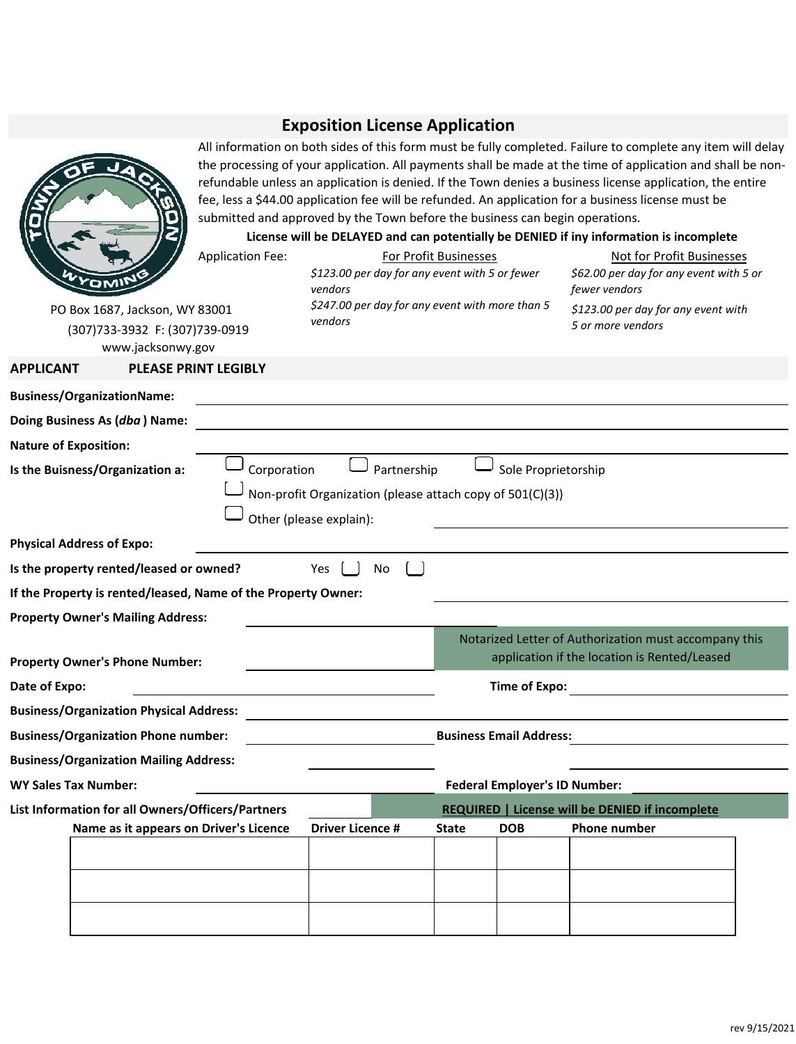# Exposition License Application

All information on both sides of this form must be fully completed. Failure to complete any item will delay the processing of your application. All payments shall be made at the time of application and shall be non-refundable unless an application is denied. If the Town denies a business license application, the entire fee, less a $44.00 application fee will be refunded. An application for a business license must be submitted and approved by the Town before the business can begin operations.

**License will be DELAYED and can potentially be DENIED if iny information is incomplete**

PO Box 1687, Jackson, WY 83001
(307)733-3932 F: (307)739-0919
www.jacksonwy.gov

Application Fee:

| For Profit Businesses | Not for Profit Businesses |
|---|---|
| *$123.00 per day for any event with 5 or fewer vendors* | *$62.00 per day for any event with 5 or fewer vendors* |
| *$247.00 per day for any event with more than 5 vendors* | *$123.00 per day for any event with 5 or more vendors* |

## APPLICANT — PLEASE PRINT LEGIBLY

**Business/OrganizationName:** ______________________

**Doing Business As (*dba*) Name:** ______________________

**Nature of Exposition:** ______________________

**Is the Buisness/Organization a:** ☐ Corporation ☐ Partnership ☐ Sole Proprietorship

☐ Non-profit Organization (please attach copy of 501(C)(3))

☐ Other (please explain): ______________________

**Physical Address of Expo:** ______________________

**Is the property rented/leased or owned?** Yes ☐ No ☐

**If the Property is rented/leased, Name of the Property Owner:** ______________________

**Property Owner's Mailing Address:** ______________________

**Property Owner's Phone Number:** ______________________

Notarized Letter of Authorization must accompany this application if the location is Rented/Leased

**Date of Expo:** ______________________ **Time of Expo:** ______________________

**Business/Organization Physical Address:** ______________________

**Business/Organization Phone number:** ______________________ **Business Email Address:** ______________________

**Business/Organization Mailing Address:** ______________________

**WY Sales Tax Number:** ______________________ **Federal Employer's ID Number:** ______________________

**List Information for all Owners/Officers/Partners** — **REQUIRED | License will be DENIED if incomplete**

| Name as it appears on Driver's Licence | Driver Licence # | State | DOB | Phone number |
|---|---|---|---|---|
| | | | | |
| | | | | |
| | | | | |

rev 9/15/2021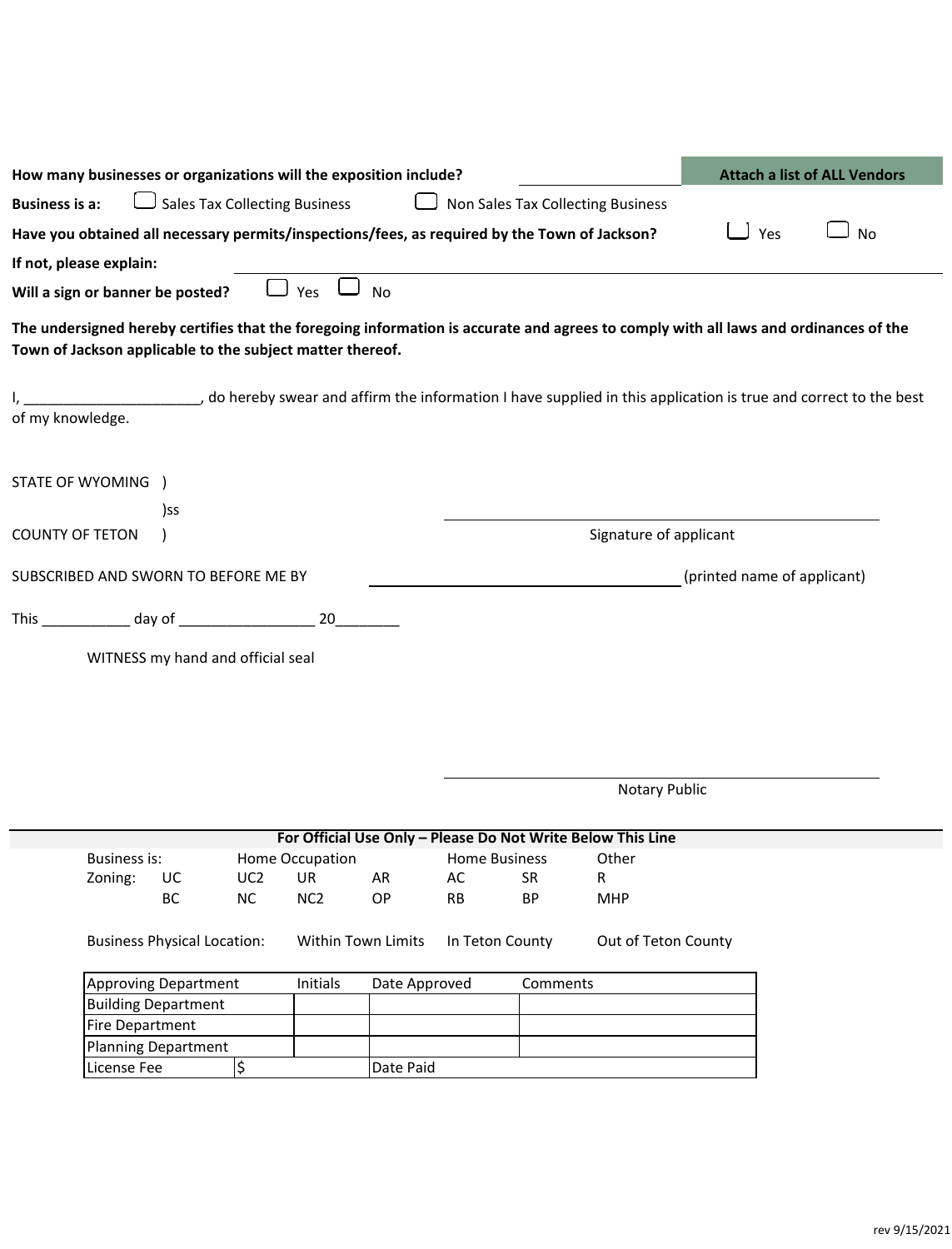**How many businesses or organizations will the exposition include?** ____________ **Attach a list of ALL Vendors**

**Business is a:** ☐ Sales Tax Collecting Business ☐ Non Sales Tax Collecting Business

**Have you obtained all necessary permits/inspections/fees, as required by the Town of Jackson?** ☐ Yes ☐ No

**If not, please explain:** ____________________________________________

**Will a sign or banner be posted?** ☐ Yes ☐ No

**The undersigned hereby certifies that the foregoing information is accurate and agrees to comply with all laws and ordinances of the Town of Jackson applicable to the subject matter thereof.**

I, ______________________, do hereby swear and affirm the information I have supplied in this application is true and correct to the best of my knowledge.

STATE OF WYOMING )
)ss
COUNTY OF TETON )

____________________________________
Signature of applicant

SUBSCRIBED AND SWORN TO BEFORE ME BY ____________________________________ (printed name of applicant)

This ___________ day of _________________ 20________

WITNESS my hand and official seal

____________________________________
Notary Public

---

**For Official Use Only – Please Do Not Write Below This Line**

Business is: Home Occupation Home Business Other

Zoning: UC UC2 UR AR AC SR R
BC NC NC2 OP RB BP MHP

Business Physical Location: Within Town Limits In Teton County Out of Teton County

| Approving Department | | Initials | Date Approved | Comments |
|---|---|---|---|---|
| Building Department | | | | |
| Fire Department | | | | |
| Planning Department | | | | |
| License Fee | $ | | Date Paid | |

rev 9/15/2021